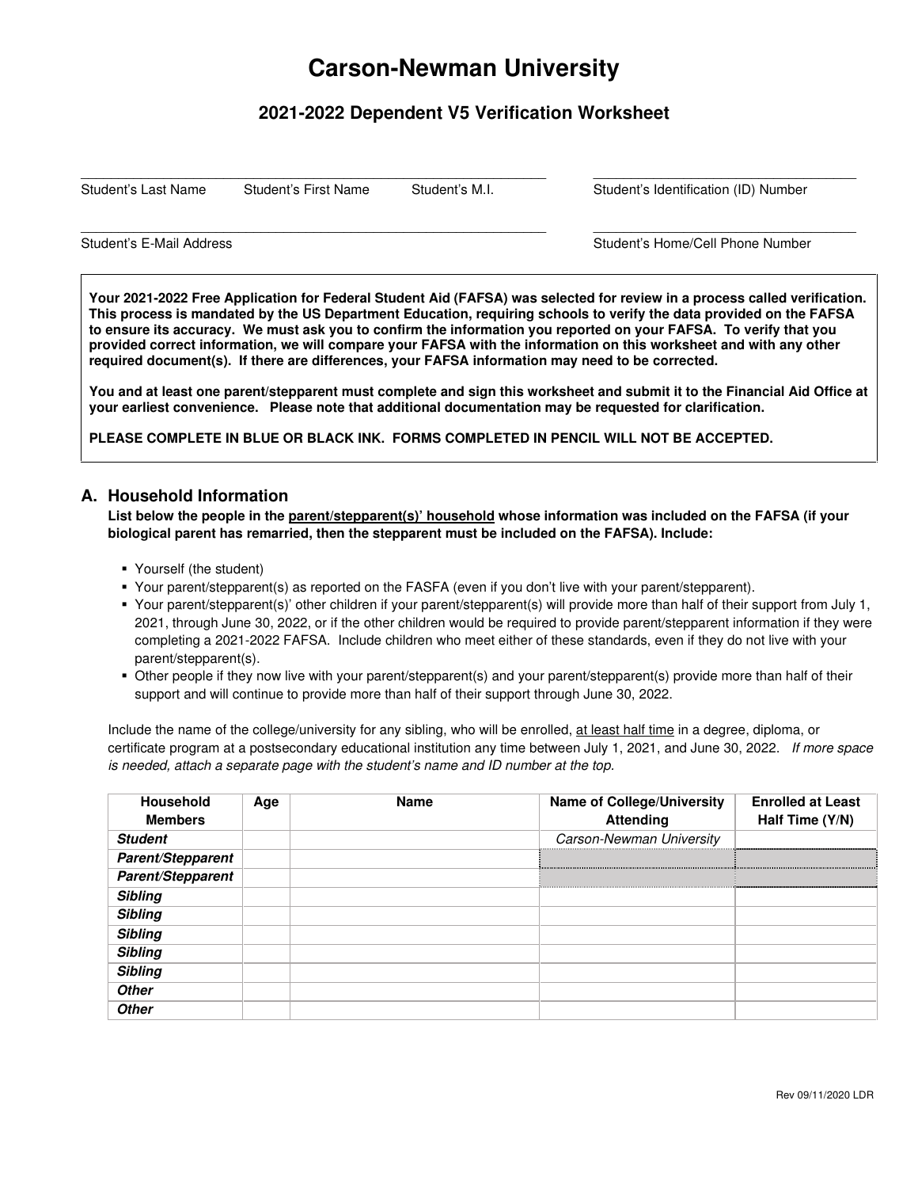# Carson-Newman University

## 2021-2022 Dependent V5 Verification Worksheet

Student's Last Name　　Student's First Name　　Student's M.I.　　　　Student's Identification (ID) Number

Student's E-Mail Address　　　　　　　　　　　　　　　　　　　　Student's Home/Cell Phone Number

**Your 2021-2022 Free Application for Federal Student Aid (FAFSA) was selected for review in a process called verification. This process is mandated by the US Department Education, requiring schools to verify the data provided on the FAFSA to ensure its accuracy. We must ask you to confirm the information you reported on your FAFSA. To verify that you provided correct information, we will compare your FAFSA with the information on this worksheet and with any other required document(s). If there are differences, your FAFSA information may need to be corrected.**

**You and at least one parent/stepparent must complete and sign this worksheet and submit it to the Financial Aid Office at your earliest convenience. Please note that additional documentation may be requested for clarification.**

**PLEASE COMPLETE IN BLUE OR BLACK INK. FORMS COMPLETED IN PENCIL WILL NOT BE ACCEPTED.**

## A. Household Information

**List below the people in the parent/stepparent(s)' household whose information was included on the FAFSA (if your biological parent has remarried, then the stepparent must be included on the FAFSA). Include:**

- Yourself (the student)
- Your parent/stepparent(s) as reported on the FASFA (even if you don't live with your parent/stepparent).
- Your parent/stepparent(s)' other children if your parent/stepparent(s) will provide more than half of their support from July 1, 2021, through June 30, 2022, or if the other children would be required to provide parent/stepparent information if they were completing a 2021-2022 FAFSA. Include children who meet either of these standards, even if they do not live with your parent/stepparent(s).
- Other people if they now live with your parent/stepparent(s) and your parent/stepparent(s) provide more than half of their support and will continue to provide more than half of their support through June 30, 2022.

Include the name of the college/university for any sibling, who will be enrolled, at least half time in a degree, diploma, or certificate program at a postsecondary educational institution any time between July 1, 2021, and June 30, 2022. *If more space is needed, attach a separate page with the student's name and ID number at the top.*

| Household Members | Age | Name | Name of College/University Attending | Enrolled at Least Half Time (Y/N) |
|---|---|---|---|---|
| ***Student*** | | | *Carson-Newman University* | |
| ***Parent/Stepparent*** | | | | |
| ***Parent/Stepparent*** | | | | |
| ***Sibling*** | | | | |
| ***Sibling*** | | | | |
| ***Sibling*** | | | | |
| ***Sibling*** | | | | |
| ***Sibling*** | | | | |
| ***Other*** | | | | |
| ***Other*** | | | | |

Rev 09/11/2020 LDR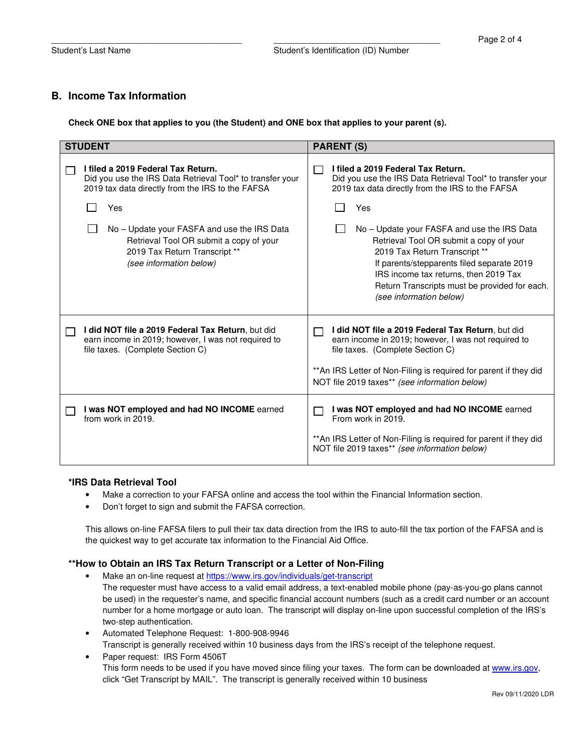Student's Last Name ______________________ Student's Identification (ID) Number ______________________

## B. Income Tax Information

**Check ONE box that applies to you (the Student) and ONE box that applies to your parent (s).**

| STUDENT | PARENT (S) |
|---|---|
| ☐ **I filed a 2019 Federal Tax Return.** Did you use the IRS Data Retrieval Tool* to transfer your 2019 tax data directly from the IRS to the FAFSA<br><br>☐ Yes<br><br>☐ No – Update your FAFSA and use the IRS Data Retrieval Tool OR submit a copy of your 2019 Tax Return Transcript ** *(see information below)* | ☐ **I filed a 2019 Federal Tax Return.** Did you use the IRS Data Retrieval Tool* to transfer your 2019 tax data directly from the IRS to the FAFSA<br><br>☐ Yes<br><br>☐ No – Update your FAFSA and use the IRS Data Retrieval Tool OR submit a copy of your 2019 Tax Return Transcript ** If parents/stepparents filed separate 2019 IRS income tax returns, then 2019 Tax Return Transcripts must be provided for each. *(see information below)* |
| ☐ **I did NOT file a 2019 Federal Tax Return**, but did earn income in 2019; however, I was not required to file taxes. (Complete Section C) | ☐ **I did NOT file a 2019 Federal Tax Return**, but did earn income in 2019; however, I was not required to file taxes. (Complete Section C)<br><br>**An IRS Letter of Non-Filing is required for parent if they did NOT file 2019 taxes** *(see information below)* |
| ☐ **I was NOT employed and had NO INCOME** earned from work in 2019. | ☐ **I was NOT employed and had NO INCOME** earned From work in 2019.<br><br>**An IRS Letter of Non-Filing is required for parent if they did NOT file 2019 taxes** *(see information below)* |

### *IRS Data Retrieval Tool

- Make a correction to your FAFSA online and access the tool within the Financial Information section.
- Don't forget to sign and submit the FAFSA correction.

This allows on-line FAFSA filers to pull their tax data direction from the IRS to auto-fill the tax portion of the FAFSA and is the quickest way to get accurate tax information to the Financial Aid Office.

### **How to Obtain an IRS Tax Return Transcript or a Letter of Non-Filing

- Make an on-line request at https://www.irs.gov/individuals/get-transcript
  The requester must have access to a valid email address, a text-enabled mobile phone (pay-as-you-go plans cannot be used) in the requester's name, and specific financial account numbers (such as a credit card number or an account number for a home mortgage or auto loan. The transcript will display on-line upon successful completion of the IRS's two-step authentication.
- Automated Telephone Request: 1-800-908-9946
  Transcript is generally received within 10 business days from the IRS's receipt of the telephone request.
- Paper request: IRS Form 4506T
  This form needs to be used if you have moved since filing your taxes. The form can be downloaded at www.irs.gov, click "Get Transcript by MAIL". The transcript is generally received within 10 business

Rev 09/11/2020 LDR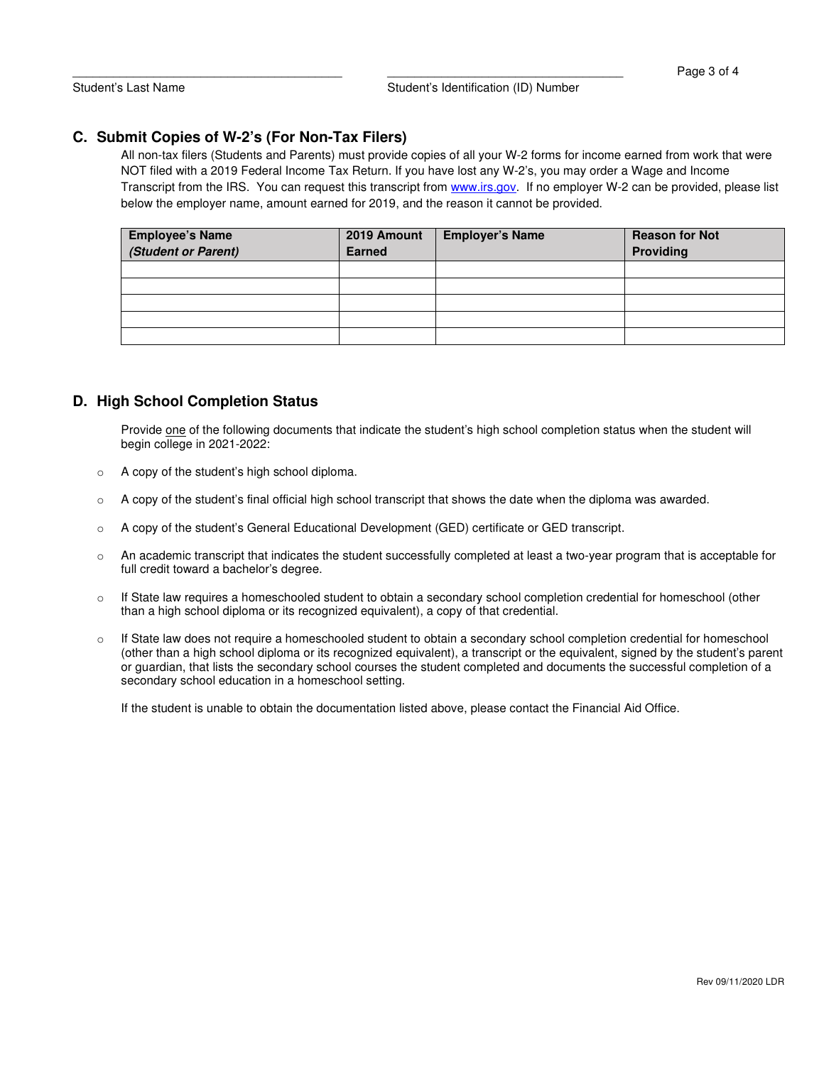Student's Last Name ______________________ Student's Identification (ID) Number ______________________

## C. Submit Copies of W-2's (For Non-Tax Filers)

All non-tax filers (Students and Parents) must provide copies of all your W-2 forms for income earned from work that were NOT filed with a 2019 Federal Income Tax Return. If you have lost any W-2's, you may order a Wage and Income Transcript from the IRS. You can request this transcript from www.irs.gov. If no employer W-2 can be provided, please list below the employer name, amount earned for 2019, and the reason it cannot be provided.

| **Employee's Name *(Student or Parent)*** | **2019 Amount Earned** | **Employer's Name** | **Reason for Not Providing** |
|---|---|---|---|
| | | | |
| | | | |
| | | | |
| | | | |
| | | | |

## D. High School Completion Status

Provide one of the following documents that indicate the student's high school completion status when the student will begin college in 2021-2022:

- A copy of the student's high school diploma.
- A copy of the student's final official high school transcript that shows the date when the diploma was awarded.
- A copy of the student's General Educational Development (GED) certificate or GED transcript.
- An academic transcript that indicates the student successfully completed at least a two-year program that is acceptable for full credit toward a bachelor's degree.
- If State law requires a homeschooled student to obtain a secondary school completion credential for homeschool (other than a high school diploma or its recognized equivalent), a copy of that credential.
- If State law does not require a homeschooled student to obtain a secondary school completion credential for homeschool (other than a high school diploma or its recognized equivalent), a transcript or the equivalent, signed by the student's parent or guardian, that lists the secondary school courses the student completed and documents the successful completion of a secondary school education in a homeschool setting.

If the student is unable to obtain the documentation listed above, please contact the Financial Aid Office.

Rev 09/11/2020 LDR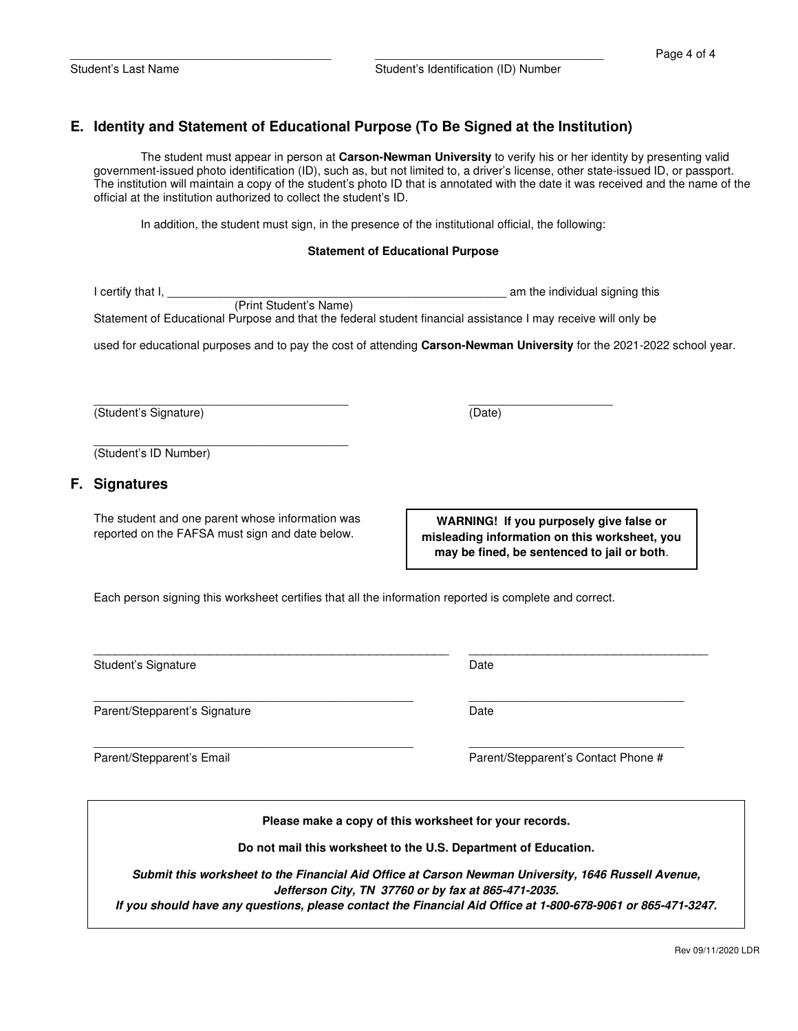Student's Last Name ______________________ Student's Identification (ID) Number ______________________

## E. Identity and Statement of Educational Purpose (To Be Signed at the Institution)

The student must appear in person at **Carson-Newman University** to verify his or her identity by presenting valid government-issued photo identification (ID), such as, but not limited to, a driver's license, other state-issued ID, or passport. The institution will maintain a copy of the student's photo ID that is annotated with the date it was received and the name of the official at the institution authorized to collect the student's ID.

In addition, the student must sign, in the presence of the institutional official, the following:

**Statement of Educational Purpose**

I certify that I, ______________________________________ (Print Student's Name) am the individual signing this Statement of Educational Purpose and that the federal student financial assistance I may receive will only be used for educational purposes and to pay the cost of attending **Carson-Newman University** for the 2021-2022 school year.

______________________________________
(Student's Signature)

______________________
(Date)

______________________________________
(Student's ID Number)

## F. Signatures

The student and one parent whose information was reported on the FAFSA must sign and date below.

**WARNING! If you purposely give false or misleading information on this worksheet, you may be fined, be sentenced to jail or both**.

Each person signing this worksheet certifies that all the information reported is complete and correct.

______________________________________ Student's Signature

______________________ Date

______________________________________ Parent/Stepparent's Signature

______________________ Date

______________________________________ Parent/Stepparent's Email

______________________ Parent/Stepparent's Contact Phone #

**Please make a copy of this worksheet for your records.**

**Do not mail this worksheet to the U.S. Department of Education.**

***Submit this worksheet to the Financial Aid Office at Carson Newman University, 1646 Russell Avenue, Jefferson City, TN 37760 or by fax at 865-471-2035.***
***If you should have any questions, please contact the Financial Aid Office at 1-800-678-9061 or 865-471-3247.***

Rev 09/11/2020 LDR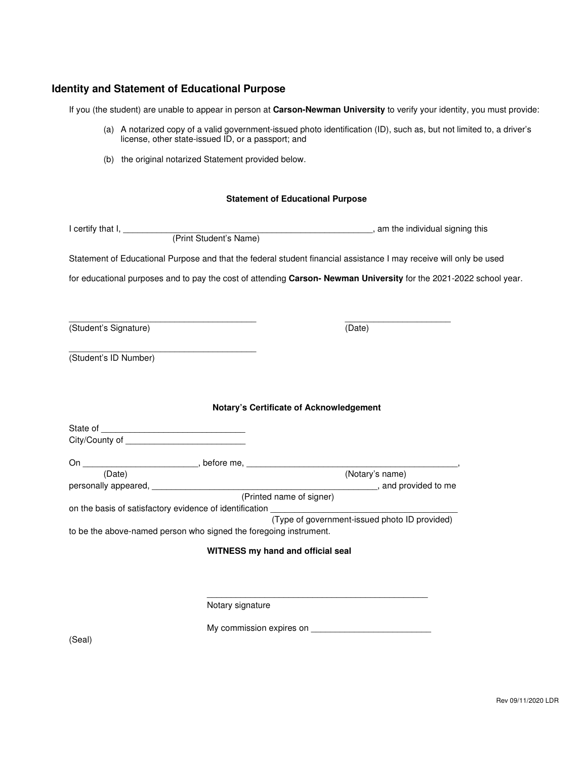## Identity and Statement of Educational Purpose

If you (the student) are unable to appear in person at **Carson-Newman University** to verify your identity, you must provide:

(a) A notarized copy of a valid government-issued photo identification (ID), such as, but not limited to, a driver's license, other state-issued ID, or a passport; and

(b) the original notarized Statement provided below.

### Statement of Educational Purpose

I certify that I, ______________________________________________________, am the individual signing this
(Print Student's Name)

Statement of Educational Purpose and that the federal student financial assistance I may receive will only be used for educational purposes and to pay the cost of attending **Carson- Newman University** for the 2021-2022 school year.

________________________________________ ______________________
(Student's Signature) (Date)

________________________________________
(Student's ID Number)

### Notary's Certificate of Acknowledgement

State of ______________________________
City/County of _________________________

On _______________________, before me, ____________________________________________,
(Date) (Notary's name)
personally appeared, ______________________________________________, and provided to me
(Printed name of signer)
on the basis of satisfactory evidence of identification ______________________________________
(Type of government-issued photo ID provided)
to be the above-named person who signed the foregoing instrument.

**WITNESS my hand and official seal**

_______________________________________________
Notary signature

My commission expires on _________________________

(Seal)

Rev 09/11/2020 LDR